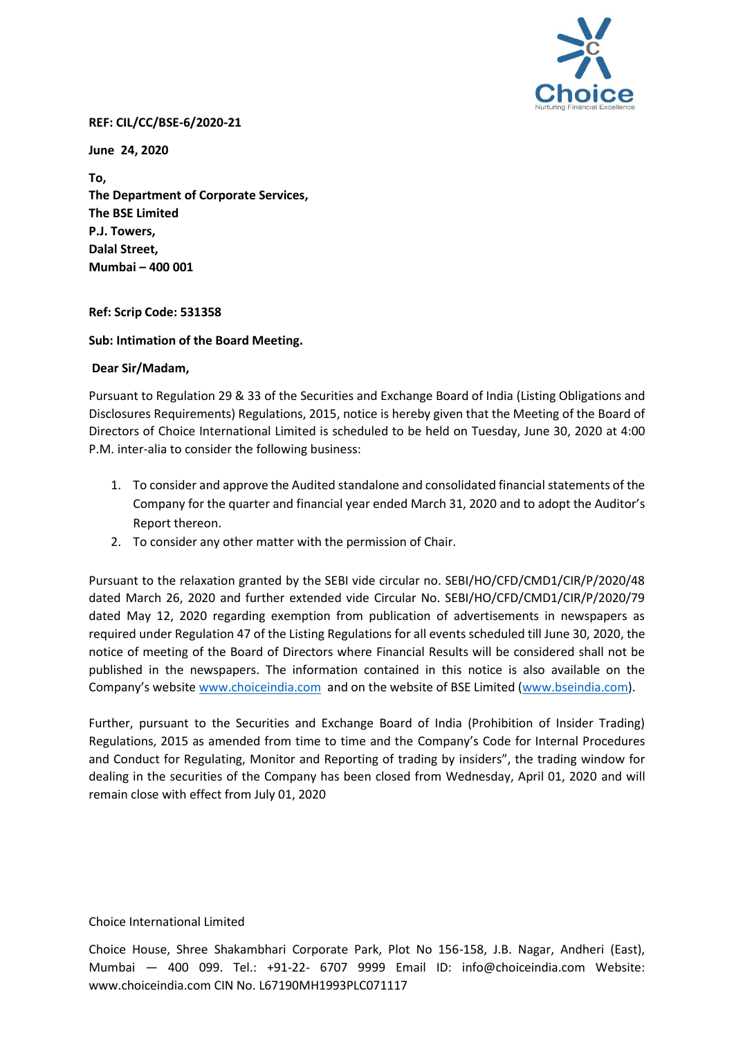**REF: CIL/CC/BSE-6/2020-21**

**June 24, 2020**

**To,**
**The Department of Corporate Services,**
**The BSE Limited**
**P.J. Towers,**
**Dalal Street,**
**Mumbai – 400 001**

**Ref: Scrip Code: 531358**

**Sub: Intimation of the Board Meeting.**

**Dear Sir/Madam,**

Pursuant to Regulation 29 & 33 of the Securities and Exchange Board of India (Listing Obligations and Disclosures Requirements) Regulations, 2015, notice is hereby given that the Meeting of the Board of Directors of Choice International Limited is scheduled to be held on Tuesday, June 30, 2020 at 4:00 P.M. inter-alia to consider the following business:

1. To consider and approve the Audited standalone and consolidated financial statements of the Company for the quarter and financial year ended March 31, 2020 and to adopt the Auditor's Report thereon.
2. To consider any other matter with the permission of Chair.

Pursuant to the relaxation granted by the SEBI vide circular no. SEBI/HO/CFD/CMD1/CIR/P/2020/48 dated March 26, 2020 and further extended vide Circular No. SEBI/HO/CFD/CMD1/CIR/P/2020/79 dated May 12, 2020 regarding exemption from publication of advertisements in newspapers as required under Regulation 47 of the Listing Regulations for all events scheduled till June 30, 2020, the notice of meeting of the Board of Directors where Financial Results will be considered shall not be published in the newspapers. The information contained in this notice is also available on the Company's website www.choiceindia.com and on the website of BSE Limited (www.bseindia.com).

Further, pursuant to the Securities and Exchange Board of India (Prohibition of Insider Trading) Regulations, 2015 as amended from time to time and the Company's Code for Internal Procedures and Conduct for Regulating, Monitor and Reporting of trading by insiders", the trading window for dealing in the securities of the Company has been closed from Wednesday, April 01, 2020 and will remain close with effect from July 01, 2020

Choice International Limited

Choice House, Shree Shakambhari Corporate Park, Plot No 156-158, J.B. Nagar, Andheri (East), Mumbai — 400 099. Tel.: +91-22- 6707 9999 Email ID: info@choiceindia.com Website: www.choiceindia.com CIN No. L67190MH1993PLC071117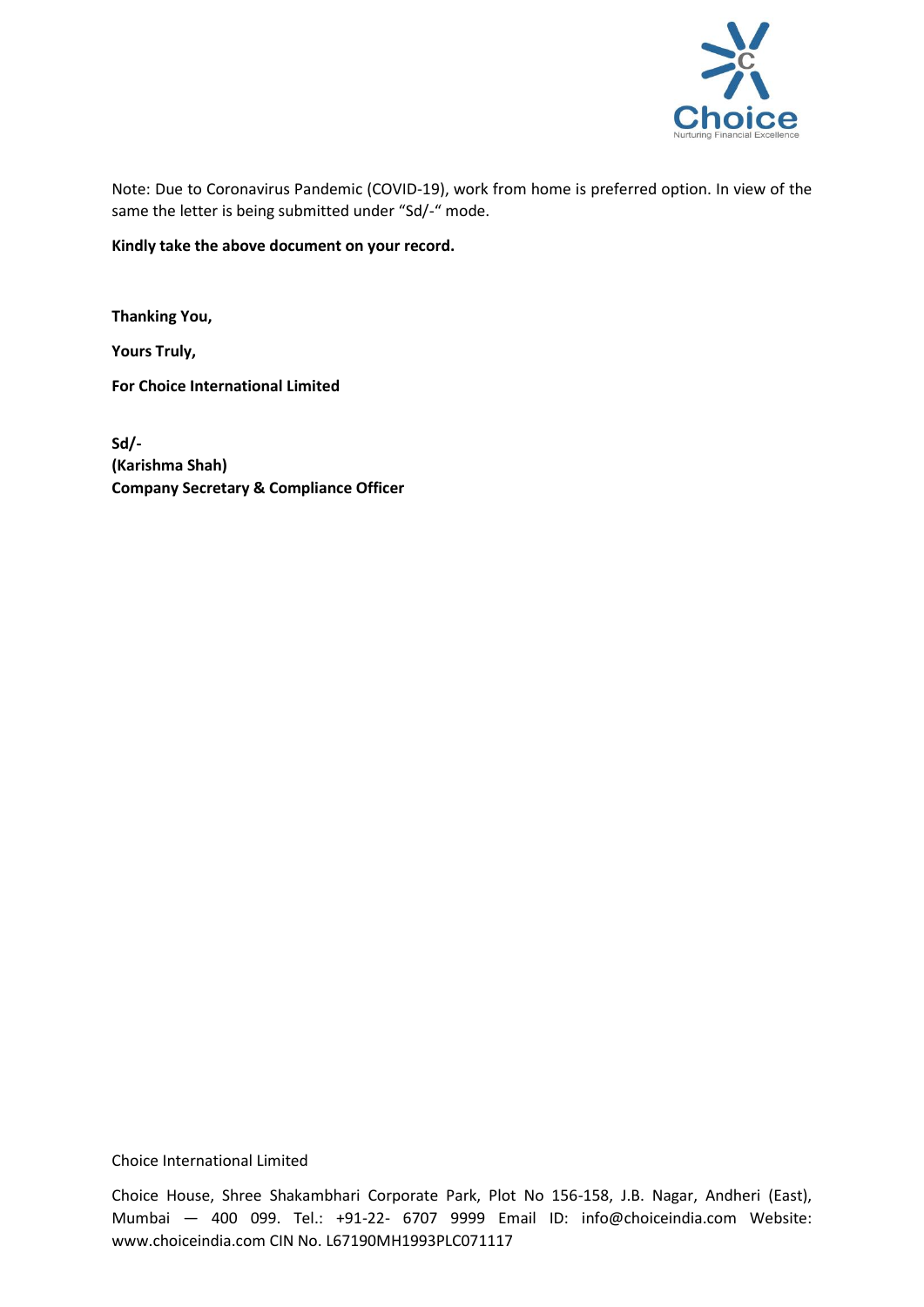Note: Due to Coronavirus Pandemic (COVID-19), work from home is preferred option. In view of the same the letter is being submitted under "Sd/-" mode.

**Kindly take the above document on your record.**

**Thanking You,**

**Yours Truly,**

**For Choice International Limited**

**Sd/-**
**(Karishma Shah)**
**Company Secretary & Compliance Officer**

Choice International Limited

Choice House, Shree Shakambhari Corporate Park, Plot No 156-158, J.B. Nagar, Andheri (East), Mumbai — 400 099. Tel.: +91-22- 6707 9999 Email ID: info@choiceindia.com Website: www.choiceindia.com CIN No. L67190MH1993PLC071117